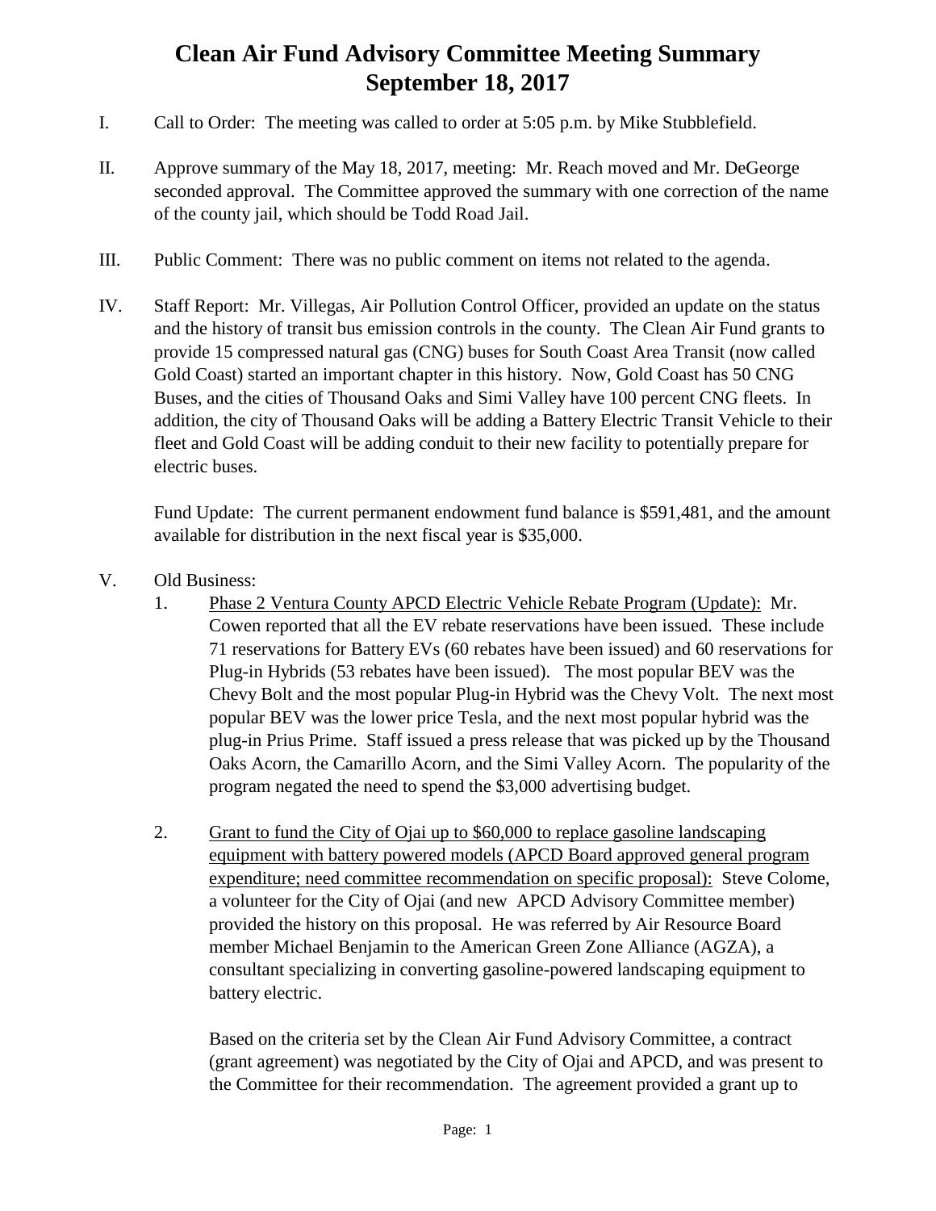# Clean Air Fund Advisory Committee Meeting Summary
# September 18, 2017

I. Call to Order: The meeting was called to order at 5:05 p.m. by Mike Stubblefield.

II. Approve summary of the May 18, 2017, meeting: Mr. Reach moved and Mr. DeGeorge seconded approval. The Committee approved the summary with one correction of the name of the county jail, which should be Todd Road Jail.

III. Public Comment: There was no public comment on items not related to the agenda.

IV. Staff Report: Mr. Villegas, Air Pollution Control Officer, provided an update on the status and the history of transit bus emission controls in the county. The Clean Air Fund grants to provide 15 compressed natural gas (CNG) buses for South Coast Area Transit (now called Gold Coast) started an important chapter in this history. Now, Gold Coast has 50 CNG Buses, and the cities of Thousand Oaks and Simi Valley have 100 percent CNG fleets. In addition, the city of Thousand Oaks will be adding a Battery Electric Transit Vehicle to their fleet and Gold Coast will be adding conduit to their new facility to potentially prepare for electric buses.

Fund Update: The current permanent endowment fund balance is $591,481, and the amount available for distribution in the next fiscal year is $35,000.

V. Old Business:

1. Phase 2 Ventura County APCD Electric Vehicle Rebate Program (Update): Mr. Cowen reported that all the EV rebate reservations have been issued. These include 71 reservations for Battery EVs (60 rebates have been issued) and 60 reservations for Plug-in Hybrids (53 rebates have been issued). The most popular BEV was the Chevy Bolt and the most popular Plug-in Hybrid was the Chevy Volt. The next most popular BEV was the lower price Tesla, and the next most popular hybrid was the plug-in Prius Prime. Staff issued a press release that was picked up by the Thousand Oaks Acorn, the Camarillo Acorn, and the Simi Valley Acorn. The popularity of the program negated the need to spend the $3,000 advertising budget.

2. Grant to fund the City of Ojai up to $60,000 to replace gasoline landscaping equipment with battery powered models (APCD Board approved general program expenditure; need committee recommendation on specific proposal): Steve Colome, a volunteer for the City of Ojai (and new APCD Advisory Committee member) provided the history on this proposal. He was referred by Air Resource Board member Michael Benjamin to the American Green Zone Alliance (AGZA), a consultant specializing in converting gasoline-powered landscaping equipment to battery electric.

   Based on the criteria set by the Clean Air Fund Advisory Committee, a contract (grant agreement) was negotiated by the City of Ojai and APCD, and was present to the Committee for their recommendation. The agreement provided a grant up to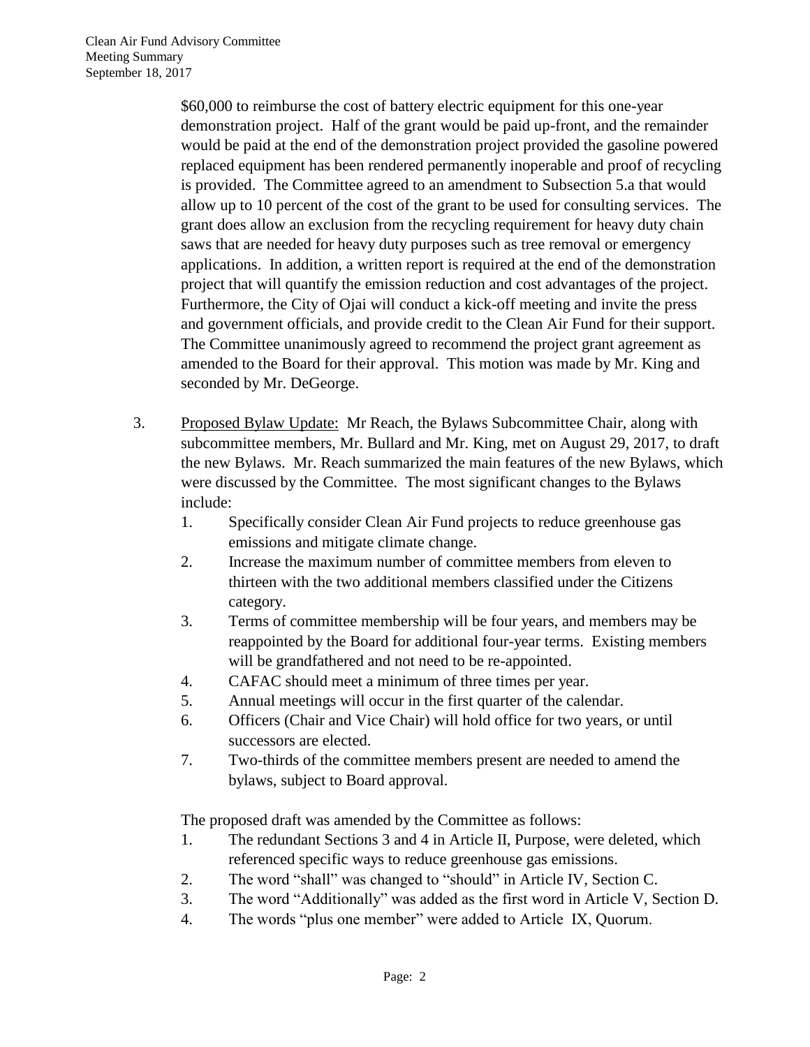$60,000 to reimburse the cost of battery electric equipment for this one-year demonstration project. Half of the grant would be paid up-front, and the remainder would be paid at the end of the demonstration project provided the gasoline powered replaced equipment has been rendered permanently inoperable and proof of recycling is provided. The Committee agreed to an amendment to Subsection 5.a that would allow up to 10 percent of the cost of the grant to be used for consulting services. The grant does allow an exclusion from the recycling requirement for heavy duty chain saws that are needed for heavy duty purposes such as tree removal or emergency applications. In addition, a written report is required at the end of the demonstration project that will quantify the emission reduction and cost advantages of the project. Furthermore, the City of Ojai will conduct a kick-off meeting and invite the press and government officials, and provide credit to the Clean Air Fund for their support. The Committee unanimously agreed to recommend the project grant agreement as amended to the Board for their approval. This motion was made by Mr. King and seconded by Mr. DeGeorge.

3. Proposed Bylaw Update: Mr Reach, the Bylaws Subcommittee Chair, along with subcommittee members, Mr. Bullard and Mr. King, met on August 29, 2017, to draft the new Bylaws. Mr. Reach summarized the main features of the new Bylaws, which were discussed by the Committee. The most significant changes to the Bylaws include:

   1. Specifically consider Clean Air Fund projects to reduce greenhouse gas emissions and mitigate climate change.
   2. Increase the maximum number of committee members from eleven to thirteen with the two additional members classified under the Citizens category.
   3. Terms of committee membership will be four years, and members may be reappointed by the Board for additional four-year terms. Existing members will be grandfathered and not need to be re-appointed.
   4. CAFAC should meet a minimum of three times per year.
   5. Annual meetings will occur in the first quarter of the calendar.
   6. Officers (Chair and Vice Chair) will hold office for two years, or until successors are elected.
   7. Two-thirds of the committee members present are needed to amend the bylaws, subject to Board approval.

   The proposed draft was amended by the Committee as follows:

   1. The redundant Sections 3 and 4 in Article II, Purpose, were deleted, which referenced specific ways to reduce greenhouse gas emissions.
   2. The word "shall" was changed to "should" in Article IV, Section C.
   3. The word "Additionally" was added as the first word in Article V, Section D.
   4. The words "plus one member" were added to Article IX, Quorum.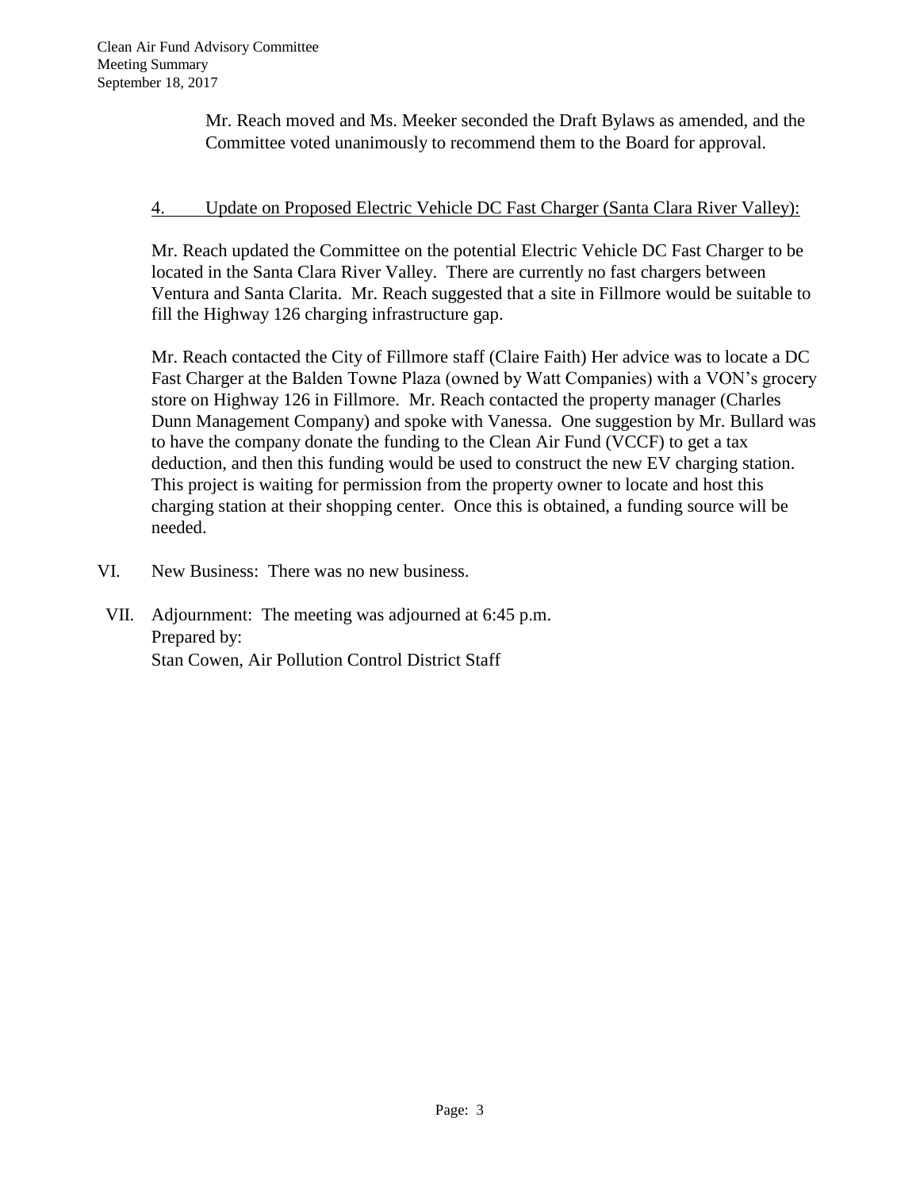Mr. Reach moved and Ms. Meeker seconded the Draft Bylaws as amended, and the Committee voted unanimously to recommend them to the Board for approval.

4. Update on Proposed Electric Vehicle DC Fast Charger (Santa Clara River Valley):

Mr. Reach updated the Committee on the potential Electric Vehicle DC Fast Charger to be located in the Santa Clara River Valley. There are currently no fast chargers between Ventura and Santa Clarita. Mr. Reach suggested that a site in Fillmore would be suitable to fill the Highway 126 charging infrastructure gap.

Mr. Reach contacted the City of Fillmore staff (Claire Faith) Her advice was to locate a DC Fast Charger at the Balden Towne Plaza (owned by Watt Companies) with a VON's grocery store on Highway 126 in Fillmore. Mr. Reach contacted the property manager (Charles Dunn Management Company) and spoke with Vanessa. One suggestion by Mr. Bullard was to have the company donate the funding to the Clean Air Fund (VCCF) to get a tax deduction, and then this funding would be used to construct the new EV charging station. This project is waiting for permission from the property owner to locate and host this charging station at their shopping center. Once this is obtained, a funding source will be needed.

VI. New Business: There was no new business.

VII. Adjournment: The meeting was adjourned at 6:45 p.m.
Prepared by:
Stan Cowen, Air Pollution Control District Staff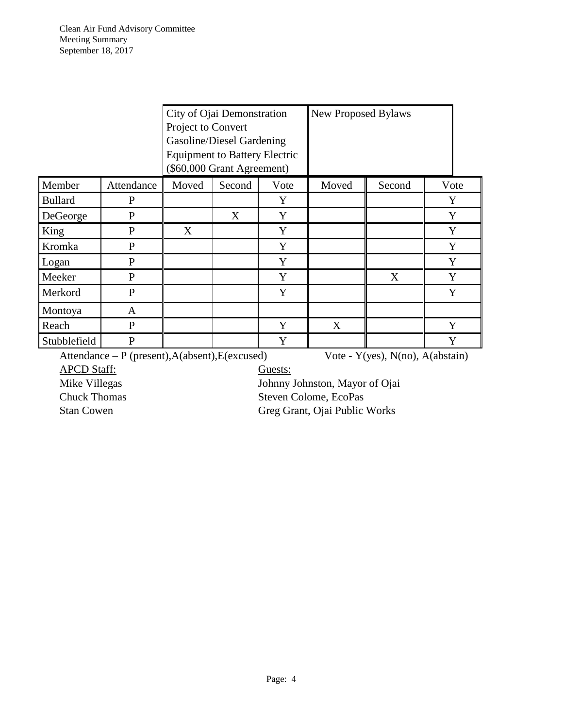Clean Air Fund Advisory Committee
Meeting Summary
September 18, 2017

| | | City of Ojai Demonstration Project to Convert Gasoline/Diesel Gardening Equipment to Battery Electric ($60,000 Grant Agreement) | | | New Proposed Bylaws | | |
|---|---|---|---|---|---|---|---|
| Member | Attendance | Moved | Second | Vote | Moved | Second | Vote |
| Bullard | P | | | Y | | | Y |
| DeGeorge | P | | X | Y | | | Y |
| King | P | X | | Y | | | Y |
| Kromka | P | | | Y | | | Y |
| Logan | P | | | Y | | | Y |
| Meeker | P | | | Y | | X | Y |
| Merkord | P | | | Y | | | Y |
| Montoya | A | | | | | | |
| Reach | P | | | Y | X | | Y |
| Stubblefield | P | | | Y | | | Y |

Attendance – P (present),A(absent),E(excused)    Vote - Y(yes), N(no), A(abstain)

<u>APCD Staff:</u>
Mike Villegas
Chuck Thomas
Stan Cowen

<u>Guests:</u>
Johnny Johnston, Mayor of Ojai
Steven Colome, EcoPas
Greg Grant, Ojai Public Works